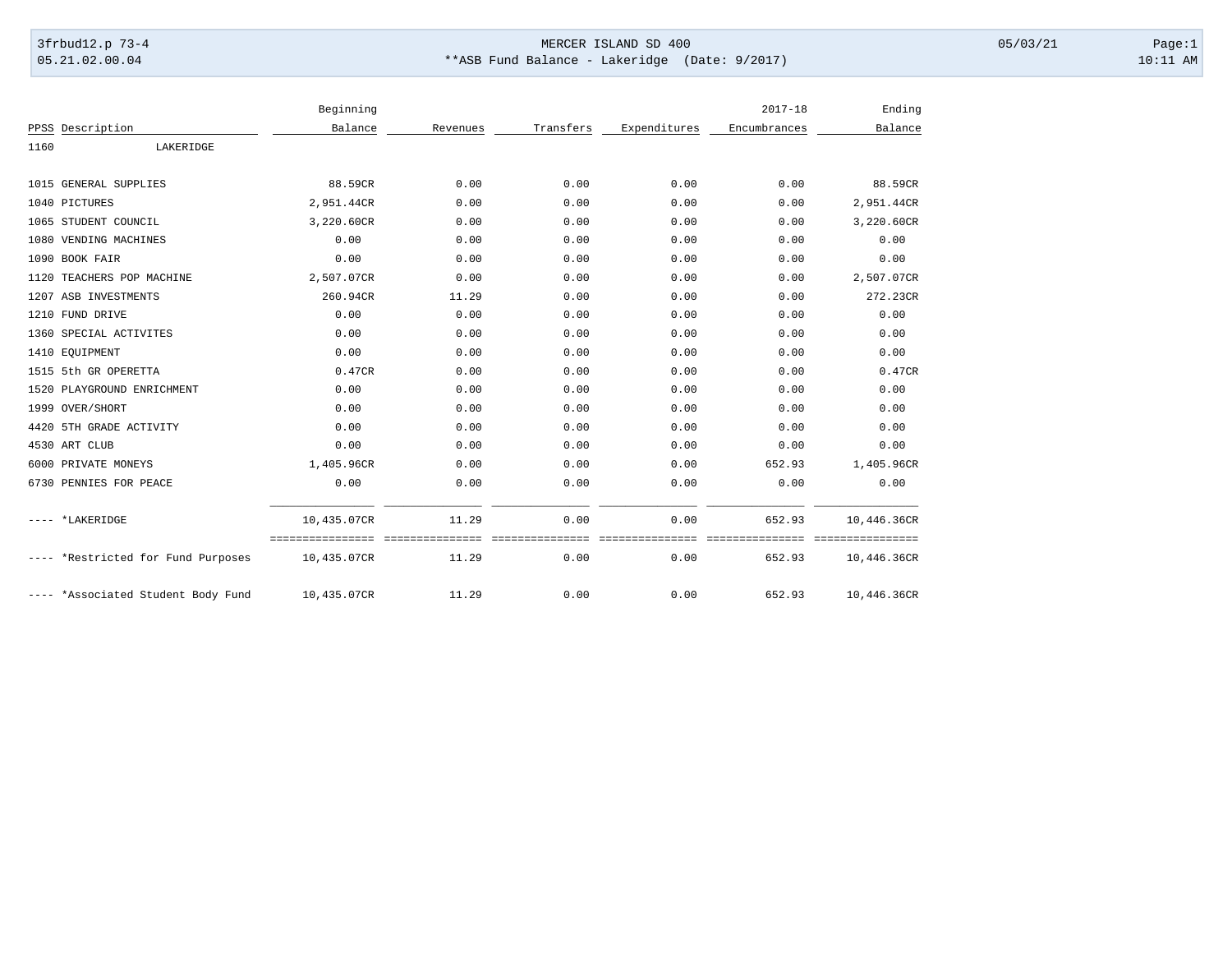3frbud12.p 73-4 MERCER ISLAND SD 400 05/03/21
05.21.02.00.04 **ASB Fund Balance - Lakeridge (Date: 9/2017) 10:11 AM

| PPSS | Description | Beginning Balance | Revenues | Transfers | Expenditures | 2017-18 Encumbrances | Ending Balance |
|---|---|---|---|---|---|---|---|
| 1160 | LAKERIDGE | | | | | | |
| 1015 | GENERAL SUPPLIES | 88.59CR | 0.00 | 0.00 | 0.00 | 0.00 | 88.59CR |
| 1040 | PICTURES | 2,951.44CR | 0.00 | 0.00 | 0.00 | 0.00 | 2,951.44CR |
| 1065 | STUDENT COUNCIL | 3,220.60CR | 0.00 | 0.00 | 0.00 | 0.00 | 3,220.60CR |
| 1080 | VENDING MACHINES | 0.00 | 0.00 | 0.00 | 0.00 | 0.00 | 0.00 |
| 1090 | BOOK FAIR | 0.00 | 0.00 | 0.00 | 0.00 | 0.00 | 0.00 |
| 1120 | TEACHERS POP MACHINE | 2,507.07CR | 0.00 | 0.00 | 0.00 | 0.00 | 2,507.07CR |
| 1207 | ASB INVESTMENTS | 260.94CR | 11.29 | 0.00 | 0.00 | 0.00 | 272.23CR |
| 1210 | FUND DRIVE | 0.00 | 0.00 | 0.00 | 0.00 | 0.00 | 0.00 |
| 1360 | SPECIAL ACTIVITES | 0.00 | 0.00 | 0.00 | 0.00 | 0.00 | 0.00 |
| 1410 | EQUIPMENT | 0.00 | 0.00 | 0.00 | 0.00 | 0.00 | 0.00 |
| 1515 | 5th GR OPERETTA | 0.47CR | 0.00 | 0.00 | 0.00 | 0.00 | 0.47CR |
| 1520 | PLAYGROUND ENRICHMENT | 0.00 | 0.00 | 0.00 | 0.00 | 0.00 | 0.00 |
| 1999 | OVER/SHORT | 0.00 | 0.00 | 0.00 | 0.00 | 0.00 | 0.00 |
| 4420 | 5TH GRADE ACTIVITY | 0.00 | 0.00 | 0.00 | 0.00 | 0.00 | 0.00 |
| 4530 | ART CLUB | 0.00 | 0.00 | 0.00 | 0.00 | 0.00 | 0.00 |
| 6000 | PRIVATE MONEYS | 1,405.96CR | 0.00 | 0.00 | 0.00 | 652.93 | 1,405.96CR |
| 6730 | PENNIES FOR PEACE | 0.00 | 0.00 | 0.00 | 0.00 | 0.00 | 0.00 |
| ---- | *LAKERIDGE | 10,435.07CR | 11.29 | 0.00 | 0.00 | 652.93 | 10,446.36CR |
| ---- | *Restricted for Fund Purposes | 10,435.07CR | 11.29 | 0.00 | 0.00 | 652.93 | 10,446.36CR |
| ---- | *Associated Student Body Fund | 10,435.07CR | 11.29 | 0.00 | 0.00 | 652.93 | 10,446.36CR |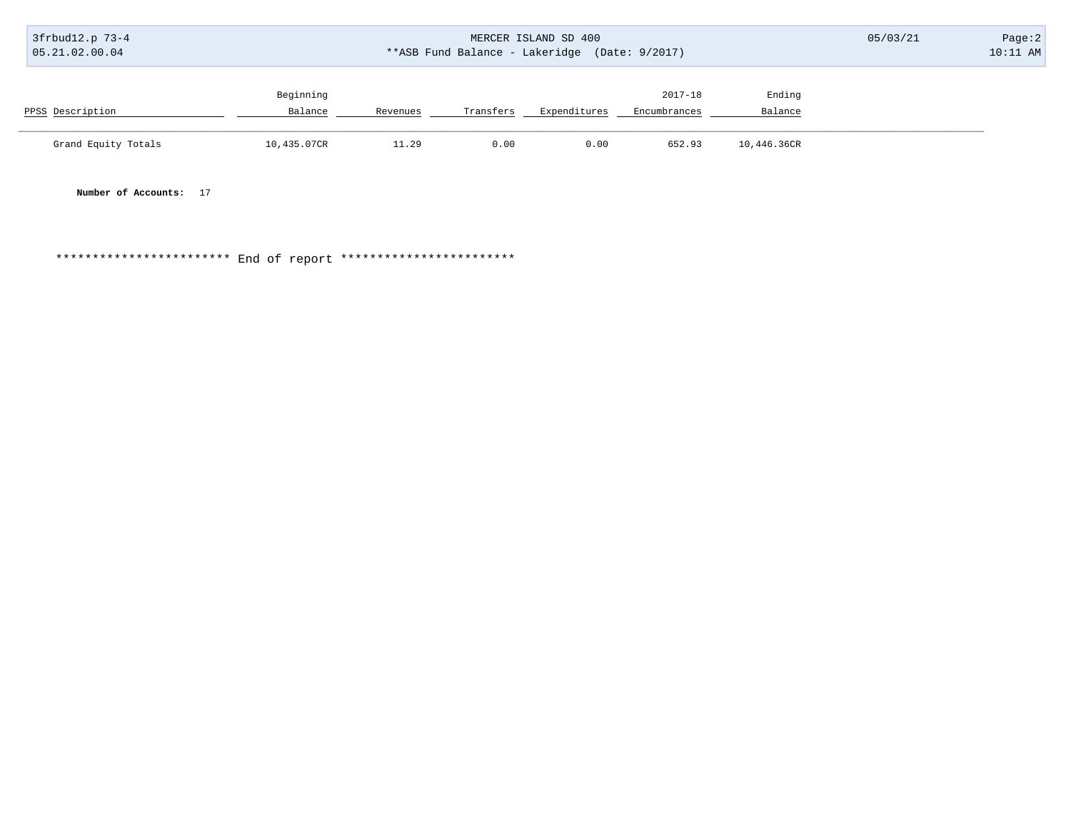| PPSS | Description | Beginning Balance | Revenues | Transfers | Expenditures | 2017-18 Encumbrances | Ending Balance |
|---|---|---|---|---|---|---|---|
| | Grand Equity Totals | 10,435.07CR | 11.29 | 0.00 | 0.00 | 652.93 | 10,446.36CR |

**Number of Accounts:** 17

************************ End of report ************************